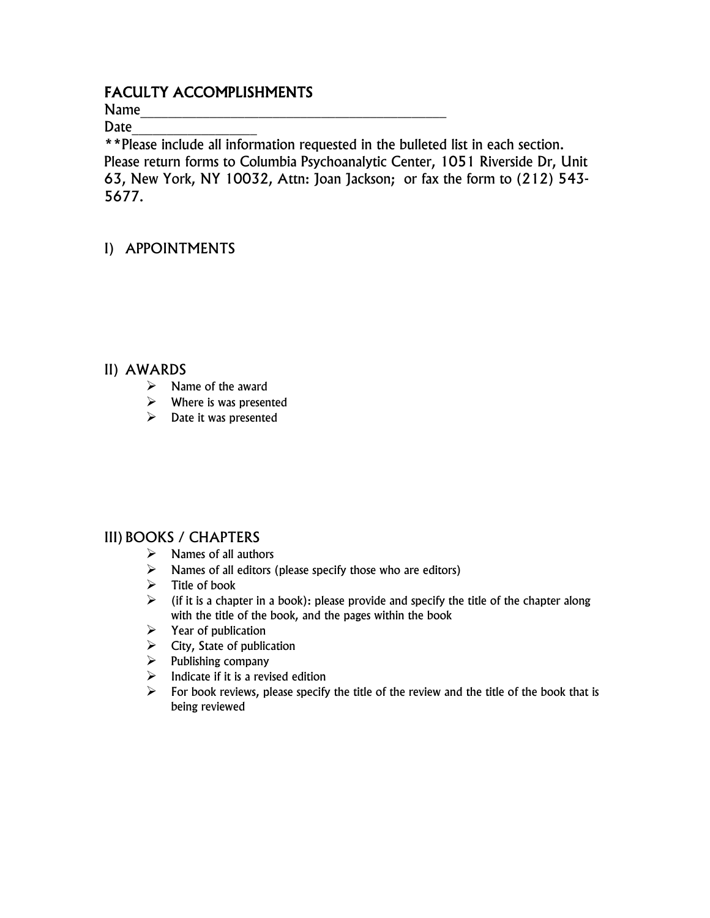# FACULTY ACCOMPLISHMENTS

Name_____________________________________________

Date__________________

**Please include all information requested in the bulleted list in each section. Please return forms to Columbia Psychoanalytic Center, 1051 Riverside Dr, Unit 63, New York, NY 10032, Attn: Joan Jackson; or fax the form to (212) 543-5677.

## I) APPOINTMENTS

## II) AWARDS

- Name of the award
- Where is was presented
- Date it was presented

## III) BOOKS / CHAPTERS

- Names of all authors
- Names of all editors (please specify those who are editors)
- Title of book
- (if it is a chapter in a book): please provide and specify the title of the chapter along with the title of the book, and the pages within the book
- Year of publication
- City, State of publication
- Publishing company
- Indicate if it is a revised edition
- For book reviews, please specify the title of the review and the title of the book that is being reviewed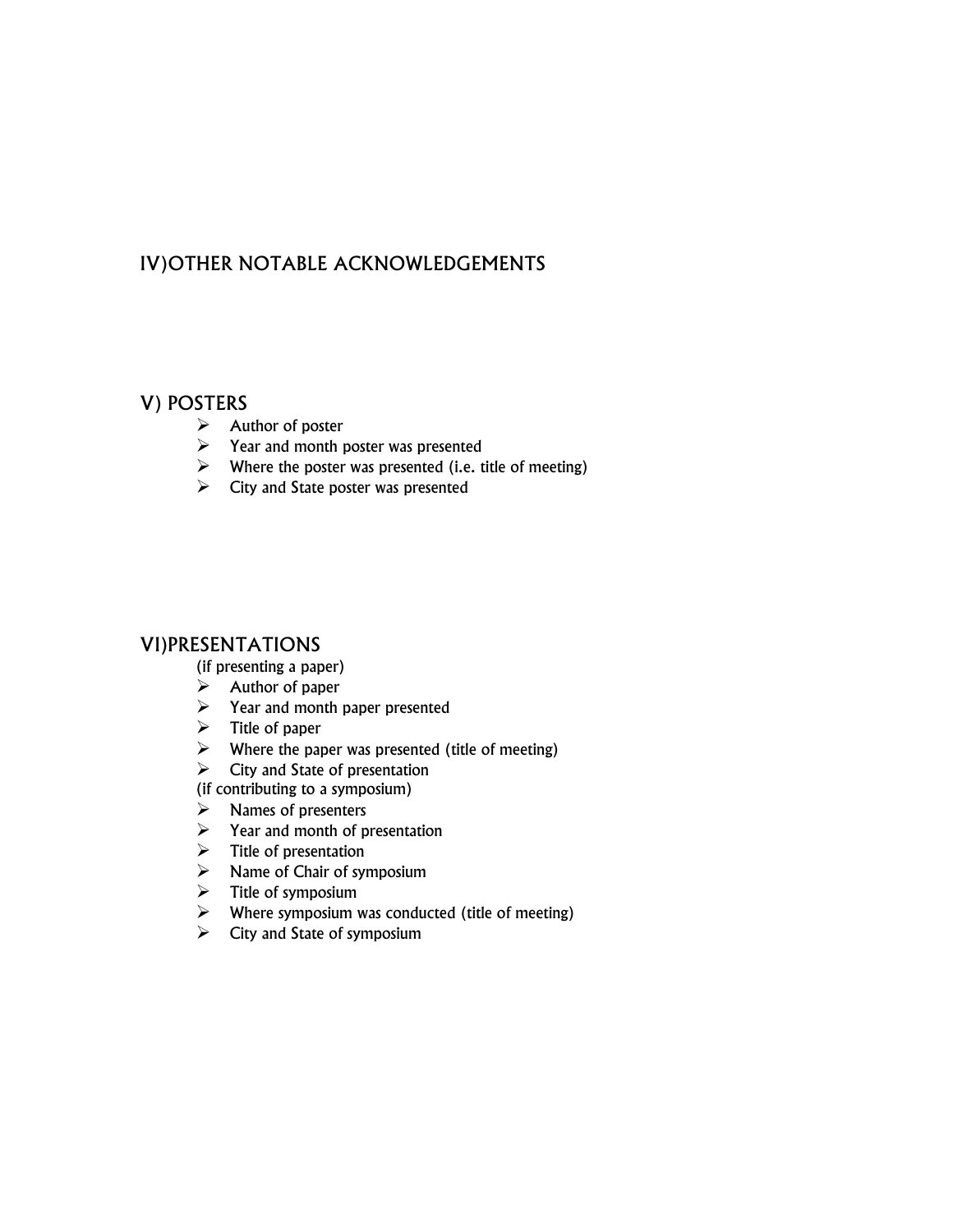## IV)OTHER NOTABLE ACKNOWLEDGEMENTS

## V) POSTERS

- Author of poster
- Year and month poster was presented
- Where the poster was presented (i.e. title of meeting)
- City and State poster was presented

## VI)PRESENTATIONS

(if presenting a paper)

- Author of paper
- Year and month paper presented
- Title of paper
- Where the paper was presented (title of meeting)
- City and State of presentation

(if contributing to a symposium)

- Names of presenters
- Year and month of presentation
- Title of presentation
- Name of Chair of symposium
- Title of symposium
- Where symposium was conducted (title of meeting)
- City and State of symposium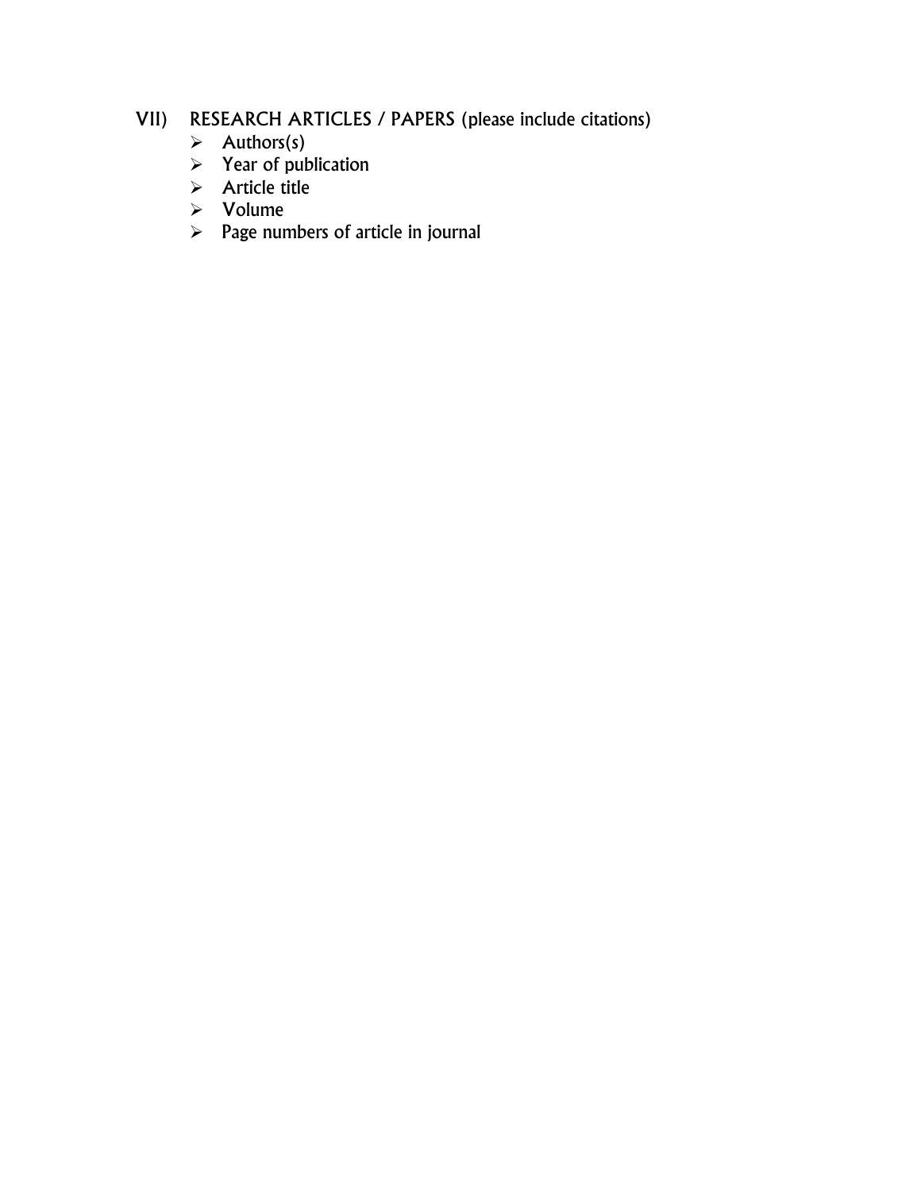## VII) RESEARCH ARTICLES / PAPERS (please include citations)

- Authors(s)
- Year of publication
- Article title
- Volume
- Page numbers of article in journal